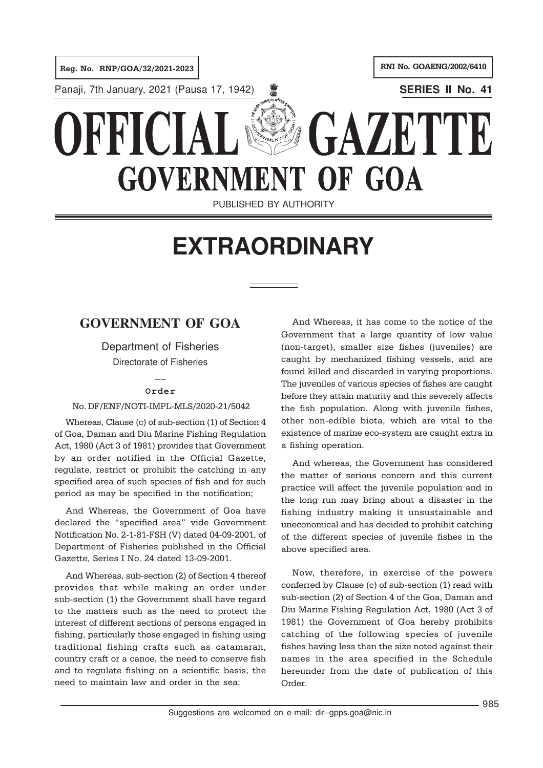Reg. No. RNP/GOA/32/2021-2023

RNI No. GOAENG/2002/6410

Panaji, 7th January, 2021 (Pausa 17, 1942)

SERIES II No. 41

# OFFICIAL GAZETTE
# GOVERNMENT OF GOA

PUBLISHED BY AUTHORITY

# EXTRAORDINARY

## GOVERNMENT OF GOA

Department of Fisheries

Directorate of Fisheries

—

**Order**

No. DF/ENF/NOTI-IMPL-MLS/2020-21/5042

Whereas, Clause (c) of sub-section (1) of Section 4 of Goa, Daman and Diu Marine Fishing Regulation Act, 1980 (Act 3 of 1981) provides that Government by an order notified in the Official Gazette, regulate, restrict or prohibit the catching in any specified area of such species of fish and for such period as may be specified in the notification;

And Whereas, the Government of Goa have declared the "specified area" vide Government Notification No. 2-1-81-FSH (V) dated 04-09-2001, of Department of Fisheries published in the Official Gazette, Series I No. 24 dated 13-09-2001.

And Whereas, sub-section (2) of Section 4 thereof provides that while making an order under sub-section (1) the Government shall have regard to the matters such as the need to protect the interest of different sections of persons engaged in fishing, particularly those engaged in fishing using traditional fishing crafts such as catamaran, country craft or a canoe, the need to conserve fish and to regulate fishing on a scientific basis, the need to maintain law and order in the sea;

And Whereas, it has come to the notice of the Government that a large quantity of low value (non-target), smaller size fishes (juveniles) are caught by mechanized fishing vessels, and are found killed and discarded in varying proportions. The juveniles of various species of fishes are caught before they attain maturity and this severely affects the fish population. Along with juvenile fishes, other non-edible biota, which are vital to the existence of marine eco-system are caught extra in a fishing operation.

And whereas, the Government has considered the matter of serious concern and this current practice will affect the juvenile population and in the long run may bring about a disaster in the fishing industry making it unsustainable and uneconomical and has decided to prohibit catching of the different species of juvenile fishes in the above specified area.

Now, therefore, in exercise of the powers conferred by Clause (c) of sub-section (1) read with sub-section (2) of Section 4 of the Goa, Daman and Diu Marine Fishing Regulation Act, 1980 (Act 3 of 1981) the Government of Goa hereby prohibits catching of the following species of juvenile fishes having less than the size noted against their names in the area specified in the Schedule hereunder from the date of publication of this Order.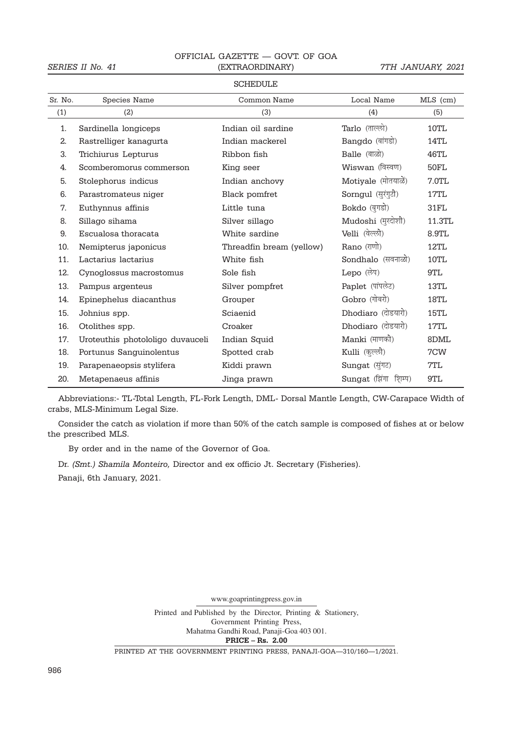## SCHEDULE

| Sr. No. | Species Name | Common Name | Local Name | MLS (cm) |
|---|---|---|---|---|
| (1) | (2) | (3) | (4) | (5) |
| 1. | Sardinella longiceps | Indian oil sardine | Tarlo (ताल्लो) | 10TL |
| 2. | Rastrelliger kanagurta | Indian mackerel | Bangdo (बांगडो) | 14TL |
| 3. | Trichiurus Lepturus | Ribbon fish | Balle (बाळो) | 46TL |
| 4. | Scomberomorus commerson | King seer | Wiswan (विस्वण) | 50FL |
| 5. | Stolephorus indicus | Indian anchovy | Motiyale (मोतयाळें) | 7.0TL |
| 6. | Parastromateus niger | Black pomfret | Sorngul (सुरंगुटी) | 17TL |
| 7. | Euthynnus affinis | Little tuna | Bokdo (बुगडो) | 31FL |
| 8. | Sillago sihama | Silver sillago | Mudoshi (मुरदोशी) | 11.3TL |
| 9. | Escualosa thoracata | White sardine | Velli (वेल्ली) | 8.9TL |
| 10. | Nemipterus japonicus | Threadfin bream (yellow) | Rano (राणो) | 12TL |
| 11. | Lactarius lactarius | White fish | Sondhalo (सवनाळो) | 10TL |
| 12. | Cynoglossus macrostomus | Sole fish | Lepo (लेप) | 9TL |
| 13. | Pampus argenteus | Silver pompfret | Paplet (पांपलेट) | 13TL |
| 14. | Epinephelus diacanthus | Grouper | Gobro (गोबरो) | 18TL |
| 15. | Johnius spp. | Sciaenid | Dhodiaro (दोडयारो) | 15TL |
| 16. | Otolithes spp. | Croaker | Dhodiaro (दोडयारो) | 17TL |
| 17. | Uroteuthis photololigo duvauceli | Indian Squid | Manki (माणकी) | 8DML |
| 18. | Portunus Sanguinolentus | Spotted crab | Kulli (कुल्ली) | 7CW |
| 19. | Parapenaeopsis stylifera | Kiddi prawn | Sungat (सुंगट) | 7TL |
| 20. | Metapenaeus affinis | Jinga prawn | Sungat (झिंगा शिम्प) | 9TL |

Abbreviations:- TL-Total Length, FL-Fork Length, DML- Dorsal Mantle Length, CW-Carapace Width of crabs, MLS-Minimum Legal Size.

Consider the catch as violation if more than 50% of the catch sample is composed of fishes at or below the prescribed MLS.

By order and in the name of the Governor of Goa.

Dr. *(Smt.) Shamila Monteiro,* Director and ex officio Jt. Secretary (Fisheries).

Panaji, 6th January, 2021.

www.goaprintingpress.gov.in

Printed and Published by the Director, Printing & Stationery,
Government Printing Press,
Mahatma Gandhi Road, Panaji-Goa 403 001.

**PRICE – Rs. 2.00**

PRINTED AT THE GOVERNMENT PRINTING PRESS, PANAJI-GOA—310/160—1/2021.